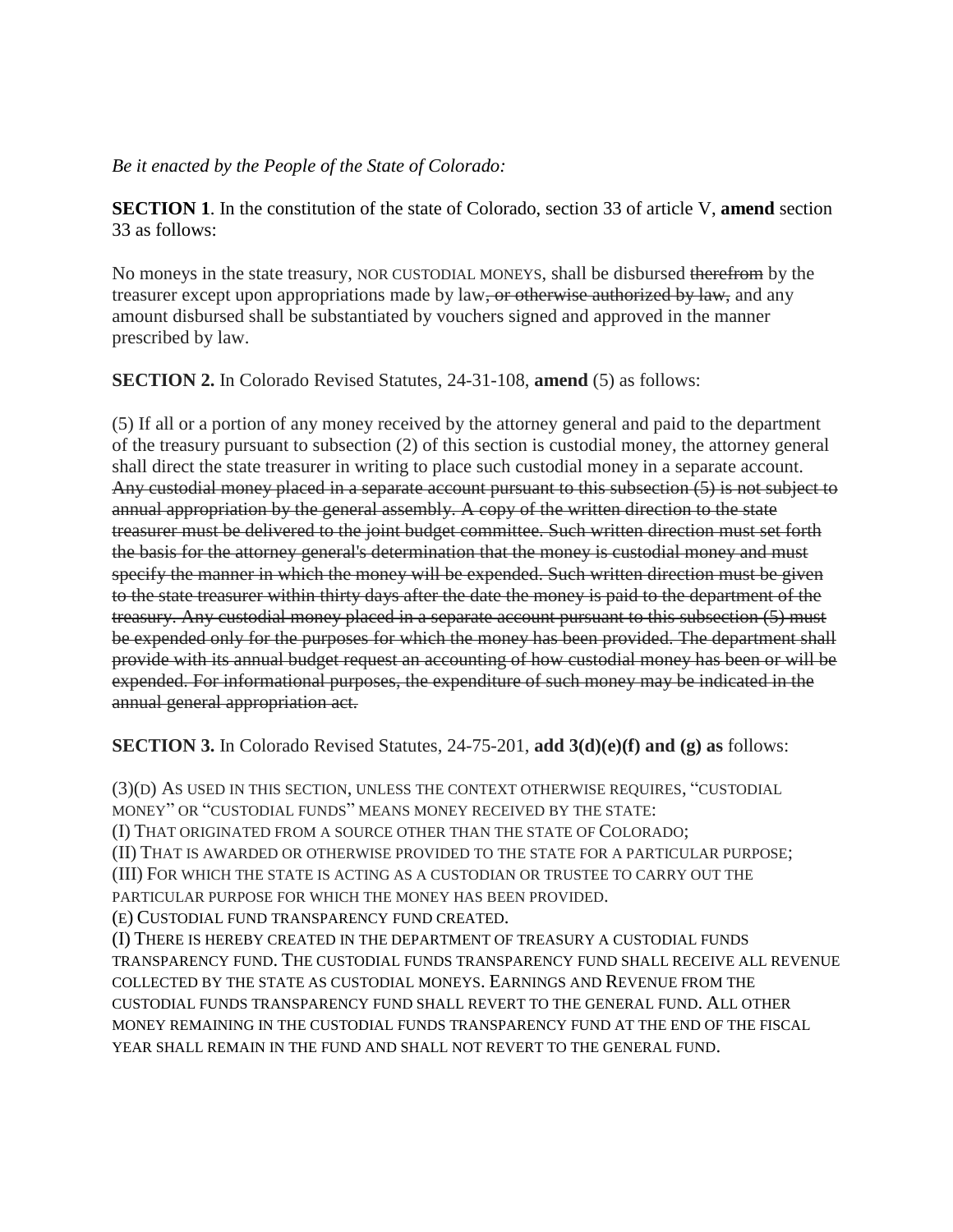*Be it enacted by the People of the State of Colorado:*

**SECTION 1**. In the constitution of the state of Colorado, section 33 of article V, **amend** section 33 as follows:

No moneys in the state treasury, NOR CUSTODIAL MONEYS, shall be disbursed ~~therefrom~~ by the treasurer except upon appropriations made by law~~, or otherwise authorized by law,~~ and any amount disbursed shall be substantiated by vouchers signed and approved in the manner prescribed by law.

**SECTION 2.** In Colorado Revised Statutes, 24-31-108, **amend** (5) as follows:

(5) If all or a portion of any money received by the attorney general and paid to the department of the treasury pursuant to subsection (2) of this section is custodial money, the attorney general shall direct the state treasurer in writing to place such custodial money in a separate account. ~~Any custodial money placed in a separate account pursuant to this subsection (5) is not subject to annual appropriation by the general assembly. A copy of the written direction to the state treasurer must be delivered to the joint budget committee. Such written direction must set forth the basis for the attorney general's determination that the money is custodial money and must specify the manner in which the money will be expended. Such written direction must be given to the state treasurer within thirty days after the date the money is paid to the department of the treasury. Any custodial money placed in a separate account pursuant to this subsection (5) must be expended only for the purposes for which the money has been provided. The department shall provide with its annual budget request an accounting of how custodial money has been or will be expended. For informational purposes, the expenditure of such money may be indicated in the annual general appropriation act.~~

**SECTION 3.** In Colorado Revised Statutes, 24-75-201, **add 3(d)(e)(f) and (g) as** follows:

(3)(D) AS USED IN THIS SECTION, UNLESS THE CONTEXT OTHERWISE REQUIRES, "CUSTODIAL MONEY" OR "CUSTODIAL FUNDS" MEANS MONEY RECEIVED BY THE STATE:

(I) THAT ORIGINATED FROM A SOURCE OTHER THAN THE STATE OF COLORADO;

(II) THAT IS AWARDED OR OTHERWISE PROVIDED TO THE STATE FOR A PARTICULAR PURPOSE;

(III) FOR WHICH THE STATE IS ACTING AS A CUSTODIAN OR TRUSTEE TO CARRY OUT THE PARTICULAR PURPOSE FOR WHICH THE MONEY HAS BEEN PROVIDED.

(E) CUSTODIAL FUND TRANSPARENCY FUND CREATED.

(I) THERE IS HEREBY CREATED IN THE DEPARTMENT OF TREASURY A CUSTODIAL FUNDS TRANSPARENCY FUND. THE CUSTODIAL FUNDS TRANSPARENCY FUND SHALL RECEIVE ALL REVENUE COLLECTED BY THE STATE AS CUSTODIAL MONEYS. EARNINGS AND REVENUE FROM THE CUSTODIAL FUNDS TRANSPARENCY FUND SHALL REVERT TO THE GENERAL FUND. ALL OTHER MONEY REMAINING IN THE CUSTODIAL FUNDS TRANSPARENCY FUND AT THE END OF THE FISCAL YEAR SHALL REMAIN IN THE FUND AND SHALL NOT REVERT TO THE GENERAL FUND.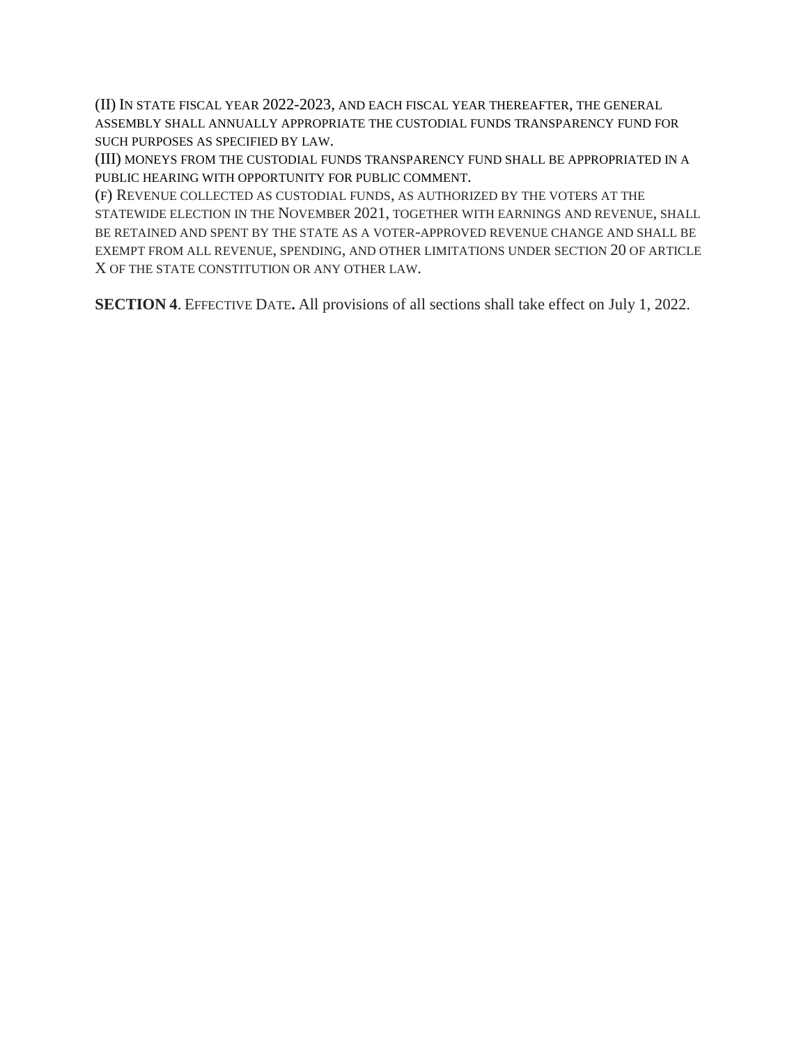(II) IN STATE FISCAL YEAR 2022-2023, AND EACH FISCAL YEAR THEREAFTER, THE GENERAL ASSEMBLY SHALL ANNUALLY APPROPRIATE THE CUSTODIAL FUNDS TRANSPARENCY FUND FOR SUCH PURPOSES AS SPECIFIED BY LAW.

(III) MONEYS FROM THE CUSTODIAL FUNDS TRANSPARENCY FUND SHALL BE APPROPRIATED IN A PUBLIC HEARING WITH OPPORTUNITY FOR PUBLIC COMMENT.

(F) REVENUE COLLECTED AS CUSTODIAL FUNDS, AS AUTHORIZED BY THE VOTERS AT THE STATEWIDE ELECTION IN THE NOVEMBER 2021, TOGETHER WITH EARNINGS AND REVENUE, SHALL BE RETAINED AND SPENT BY THE STATE AS A VOTER-APPROVED REVENUE CHANGE AND SHALL BE EXEMPT FROM ALL REVENUE, SPENDING, AND OTHER LIMITATIONS UNDER SECTION 20 OF ARTICLE X OF THE STATE CONSTITUTION OR ANY OTHER LAW.

**SECTION 4**. EFFECTIVE DATE**.** All provisions of all sections shall take effect on July 1, 2022.